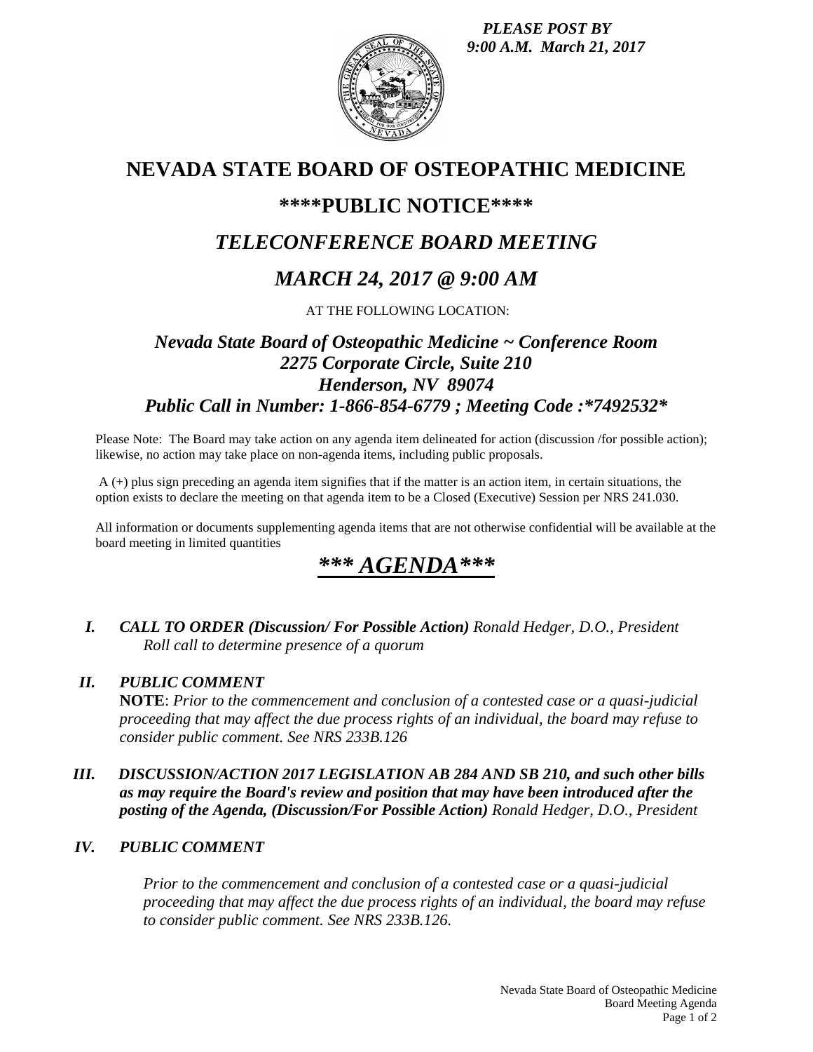***PLEASE POST BY 9:00 A.M. March 21, 2017***

# NEVADA STATE BOARD OF OSTEOPATHIC MEDICINE

## ****PUBLIC NOTICE****

## *TELECONFERENCE BOARD MEETING*

## *MARCH 24, 2017 @ 9:00 AM*

AT THE FOLLOWING LOCATION:

### *Nevada State Board of Osteopathic Medicine ~ Conference Room*
### *2275 Corporate Circle, Suite 210*
### *Henderson, NV 89074*
### *Public Call in Number: 1-866-854-6779 ; Meeting Code :*7492532**

Please Note: The Board may take action on any agenda item delineated for action (discussion /for possible action); likewise, no action may take place on non-agenda items, including public proposals.

A (+) plus sign preceding an agenda item signifies that if the matter is an action item, in certain situations, the option exists to declare the meeting on that agenda item to be a Closed (Executive) Session per NRS 241.030.

All information or documents supplementing agenda items that are not otherwise confidential will be available at the board meeting in limited quantities

## ***\*\*\* AGENDA\*\*\****

***I. CALL TO ORDER (Discussion/ For Possible Action)*** *Ronald Hedger, D.O., President*
*Roll call to determine presence of a quorum*

***II. PUBLIC COMMENT***
**NOTE**: *Prior to the commencement and conclusion of a contested case or a quasi-judicial proceeding that may affect the due process rights of an individual, the board may refuse to consider public comment. See NRS 233B.126*

***III. DISCUSSION/ACTION 2017 LEGISLATION AB 284 AND SB 210, and such other bills as may require the Board's review and position that may have been introduced after the posting of the Agenda, (Discussion/For Possible Action)*** *Ronald Hedger, D.O., President*

***IV. PUBLIC COMMENT***

*Prior to the commencement and conclusion of a contested case or a quasi-judicial proceeding that may affect the due process rights of an individual, the board may refuse to consider public comment. See NRS 233B.126.*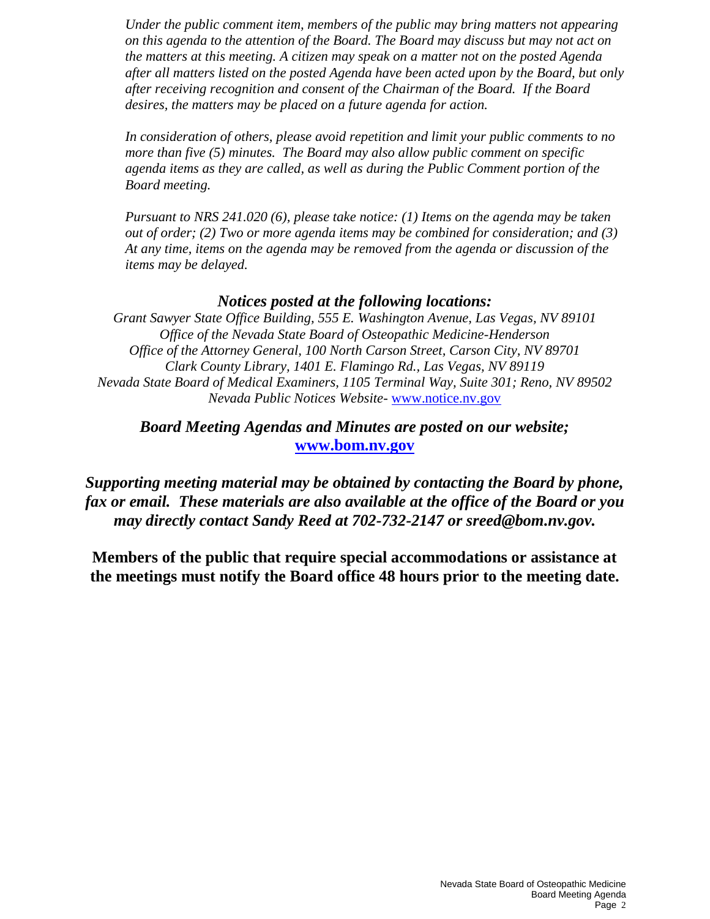*Under the public comment item, members of the public may bring matters not appearing on this agenda to the attention of the Board. The Board may discuss but may not act on the matters at this meeting. A citizen may speak on a matter not on the posted Agenda after all matters listed on the posted Agenda have been acted upon by the Board, but only after receiving recognition and consent of the Chairman of the Board. If the Board desires, the matters may be placed on a future agenda for action.*

*In consideration of others, please avoid repetition and limit your public comments to no more than five (5) minutes. The Board may also allow public comment on specific agenda items as they are called, as well as during the Public Comment portion of the Board meeting.*

*Pursuant to NRS 241.020 (6), please take notice: (1) Items on the agenda may be taken out of order; (2) Two or more agenda items may be combined for consideration; and (3) At any time, items on the agenda may be removed from the agenda or discussion of the items may be delayed.*

***Notices posted at the following locations:***

*Grant Sawyer State Office Building, 555 E. Washington Avenue, Las Vegas, NV 89101*
*Office of the Nevada State Board of Osteopathic Medicine-Henderson*
*Office of the Attorney General, 100 North Carson Street, Carson City, NV 89701*
*Clark County Library, 1401 E. Flamingo Rd., Las Vegas, NV 89119*
*Nevada State Board of Medical Examiners, 1105 Terminal Way, Suite 301; Reno, NV 89502*
*Nevada Public Notices Website-* www.notice.nv.gov

***Board Meeting Agendas and Minutes are posted on our website;***
**www.bom.nv.gov**

***Supporting meeting material may be obtained by contacting the Board by phone, fax or email. These materials are also available at the office of the Board or you may directly contact Sandy Reed at 702-732-2147 or sreed@bom.nv.gov.***

**Members of the public that require special accommodations or assistance at the meetings must notify the Board office 48 hours prior to the meeting date.**